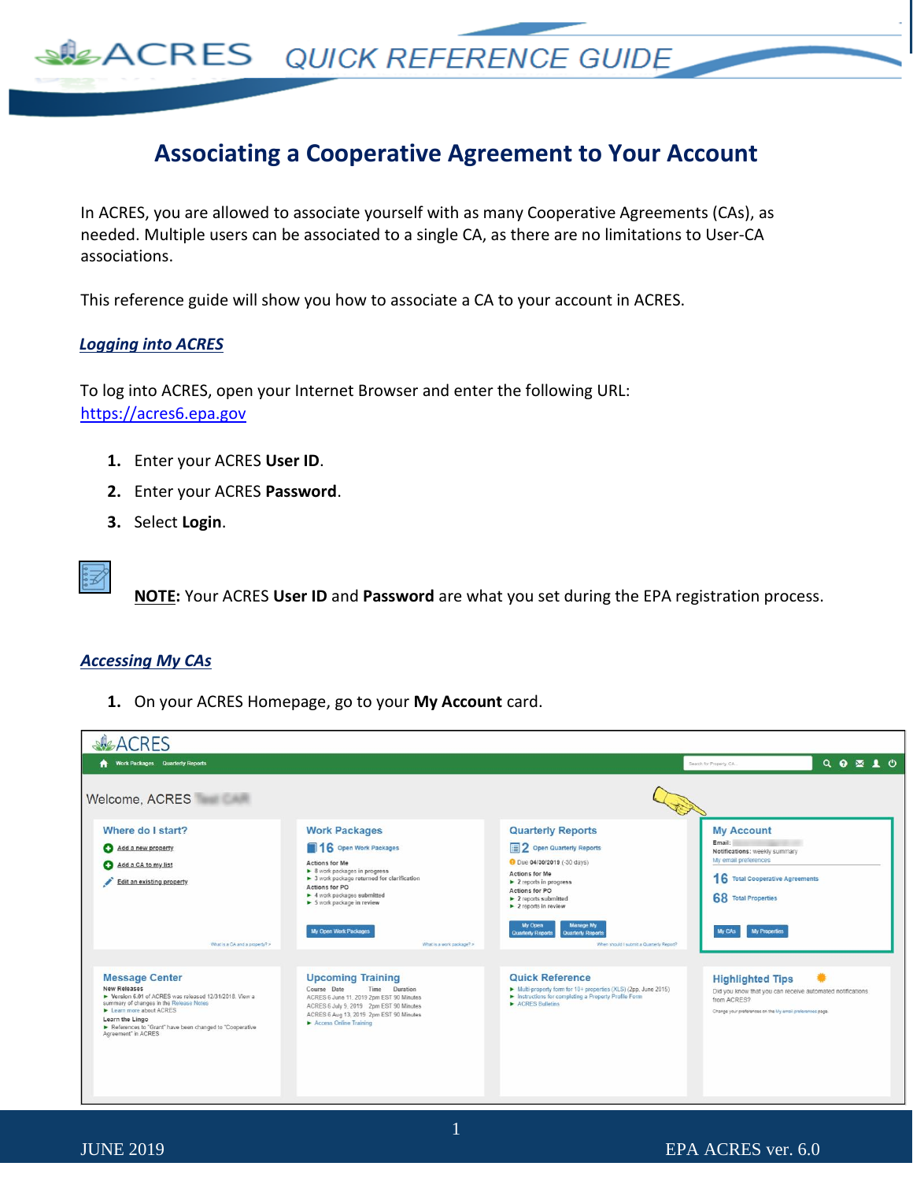# Associating a Cooperative Agreement to Your Account

In ACRES, you are allowed to associate yourself with as many Cooperative Agreements (CAs), as needed. Multiple users can be associated to a single CA, as there are no limitations to User-CA associations.

This reference guide will show you how to associate a CA to your account in ACRES.

## *Logging into ACRES*

To log into ACRES, open your Internet Browser and enter the following URL: https://acres6.epa.gov

1. Enter your ACRES **User ID**.
2. Enter your ACRES **Password**.
3. Select **Login**.

**NOTE:** Your ACRES **User ID** and **Password** are what you set during the EPA registration process.

## *Accessing My CAs*

1. On your ACRES Homepage, go to your **My Account** card.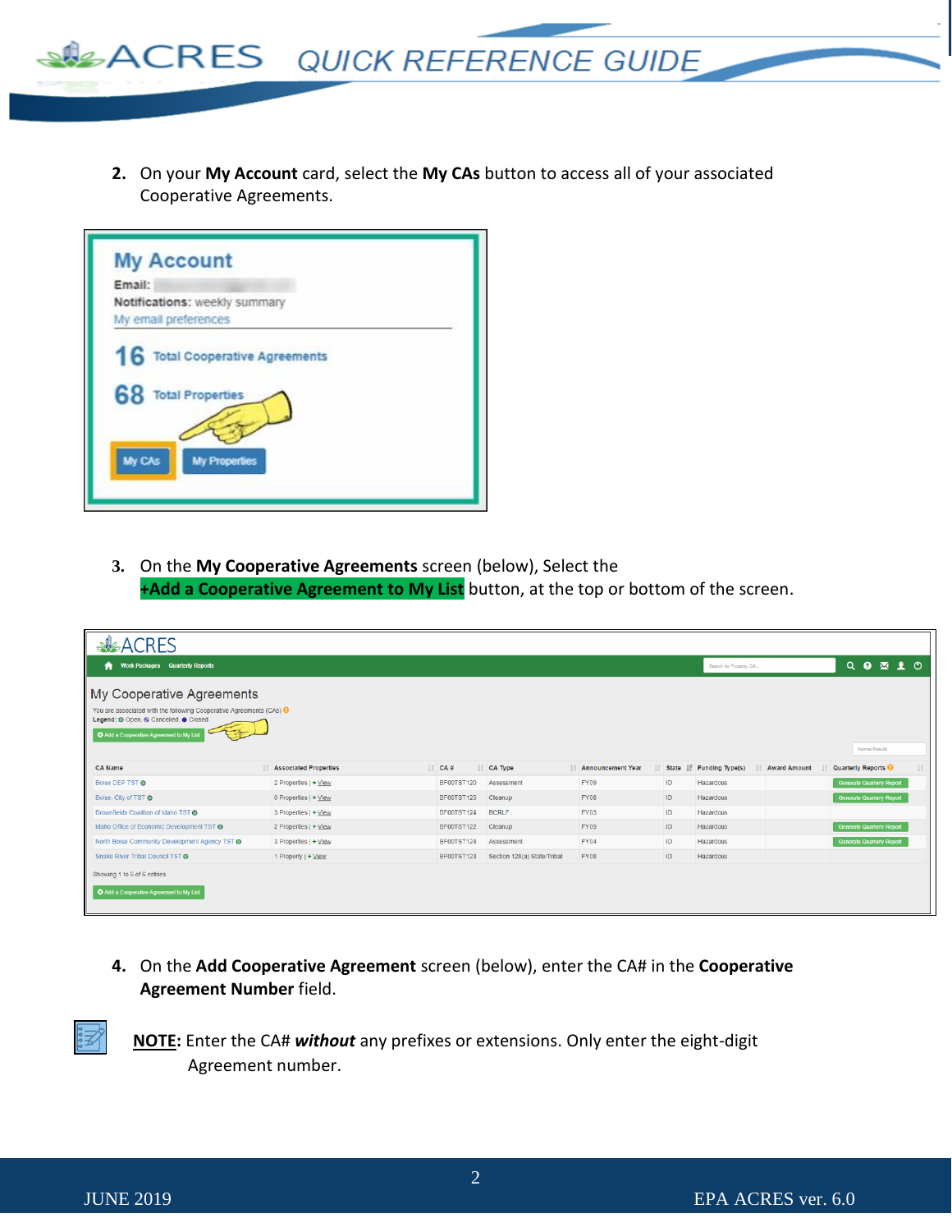2. On your **My Account** card, select the **My CAs** button to access all of your associated Cooperative Agreements.

3. On the **My Cooperative Agreements** screen (below), Select the **+Add a Cooperative Agreement to My List** button, at the top or bottom of the screen.

4. On the **Add Cooperative Agreement** screen (below), enter the CA# in the **Cooperative Agreement Number** field.

**NOTE:** Enter the CA# ***without*** any prefixes or extensions. Only enter the eight-digit Agreement number.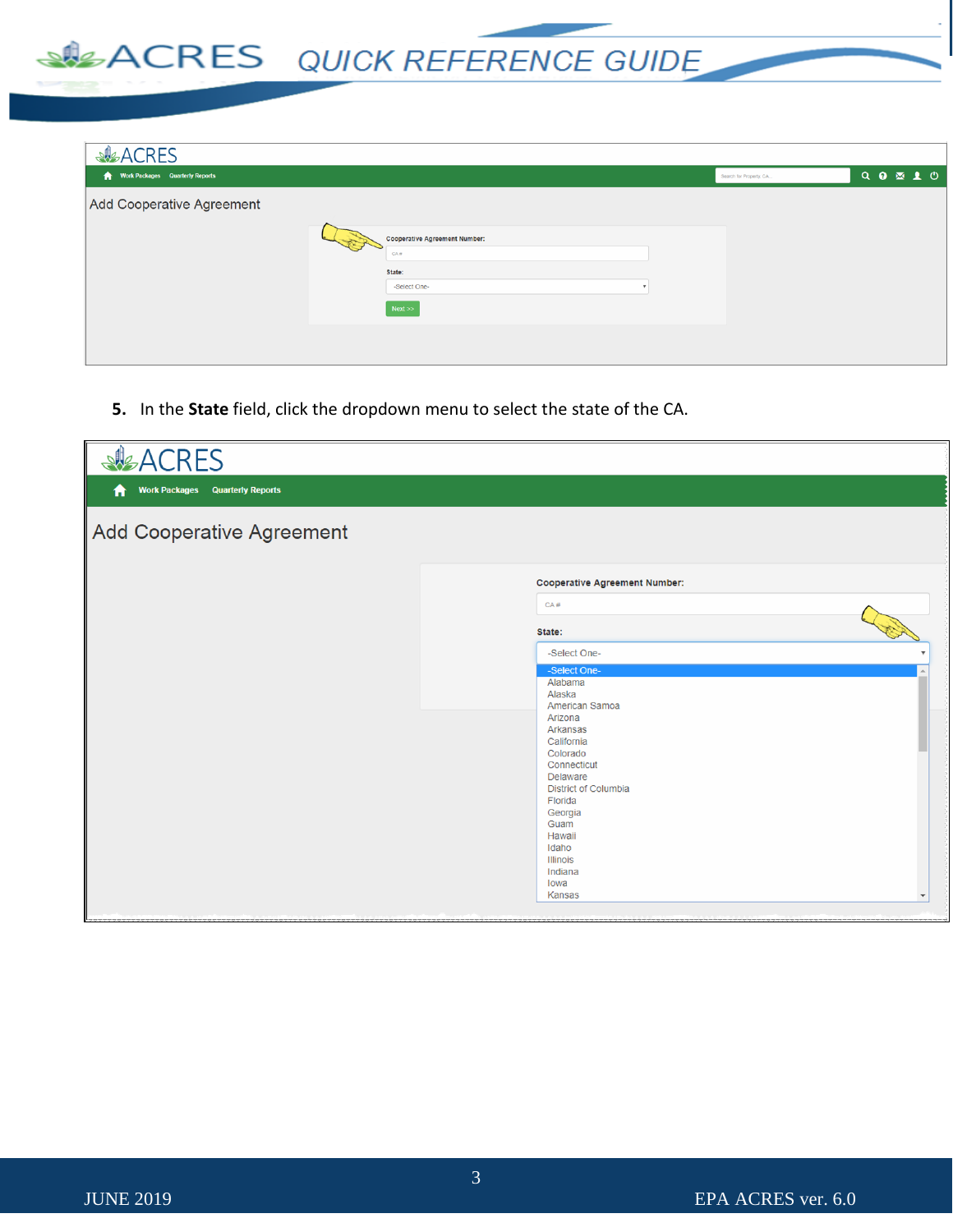5. In the **State** field, click the dropdown menu to select the state of the CA.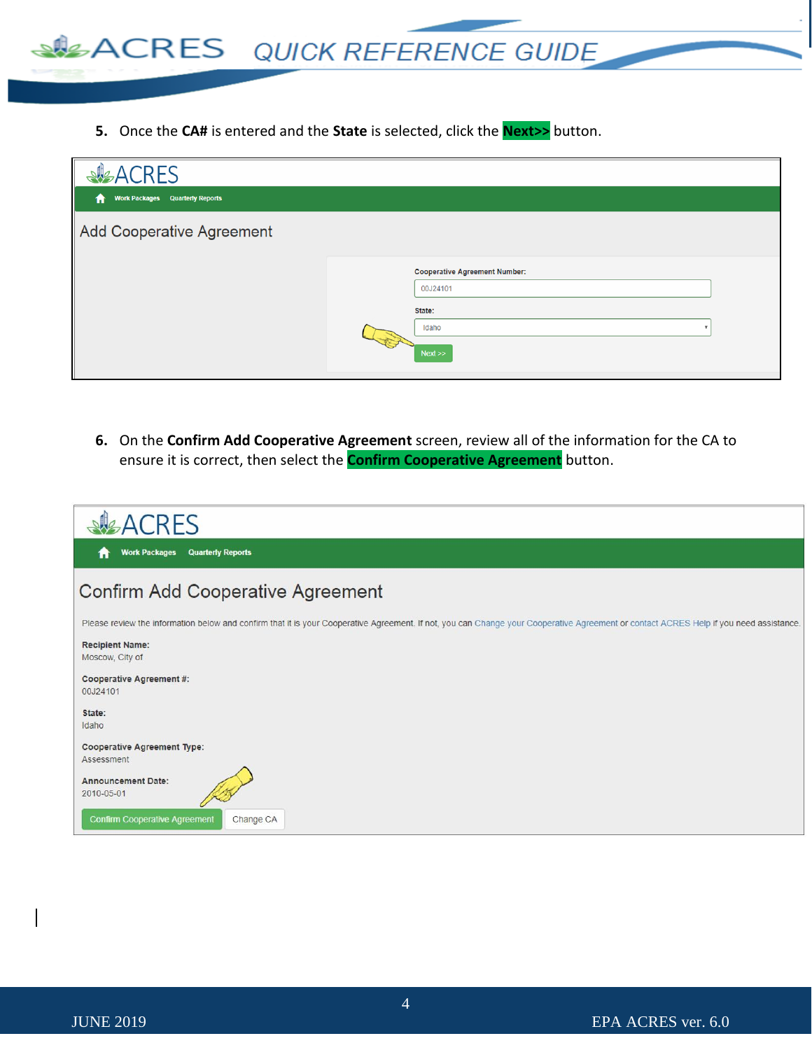5. Once the **CA#** is entered and the **State** is selected, click the **Next>>** button.

ACRES

Work Packages  Quarterly Reports

Add Cooperative Agreement

Cooperative Agreement Number:
00J24101

State:
Idaho

Next >>

6. On the **Confirm Add Cooperative Agreement** screen, review all of the information for the CA to ensure it is correct, then select the **Confirm Cooperative Agreement** button.

ACRES

Work Packages  Quarterly Reports

Confirm Add Cooperative Agreement

Please review the information below and confirm that it is your Cooperative Agreement. If not, you can Change your Cooperative Agreement or contact ACRES Help if you need assistance.

**Recipient Name:**
Moscow, City of

**Cooperative Agreement #:**
00J24101

**State:**
Idaho

**Cooperative Agreement Type:**
Assessment

**Announcement Date:**
2010-05-01

Confirm Cooperative Agreement  Change CA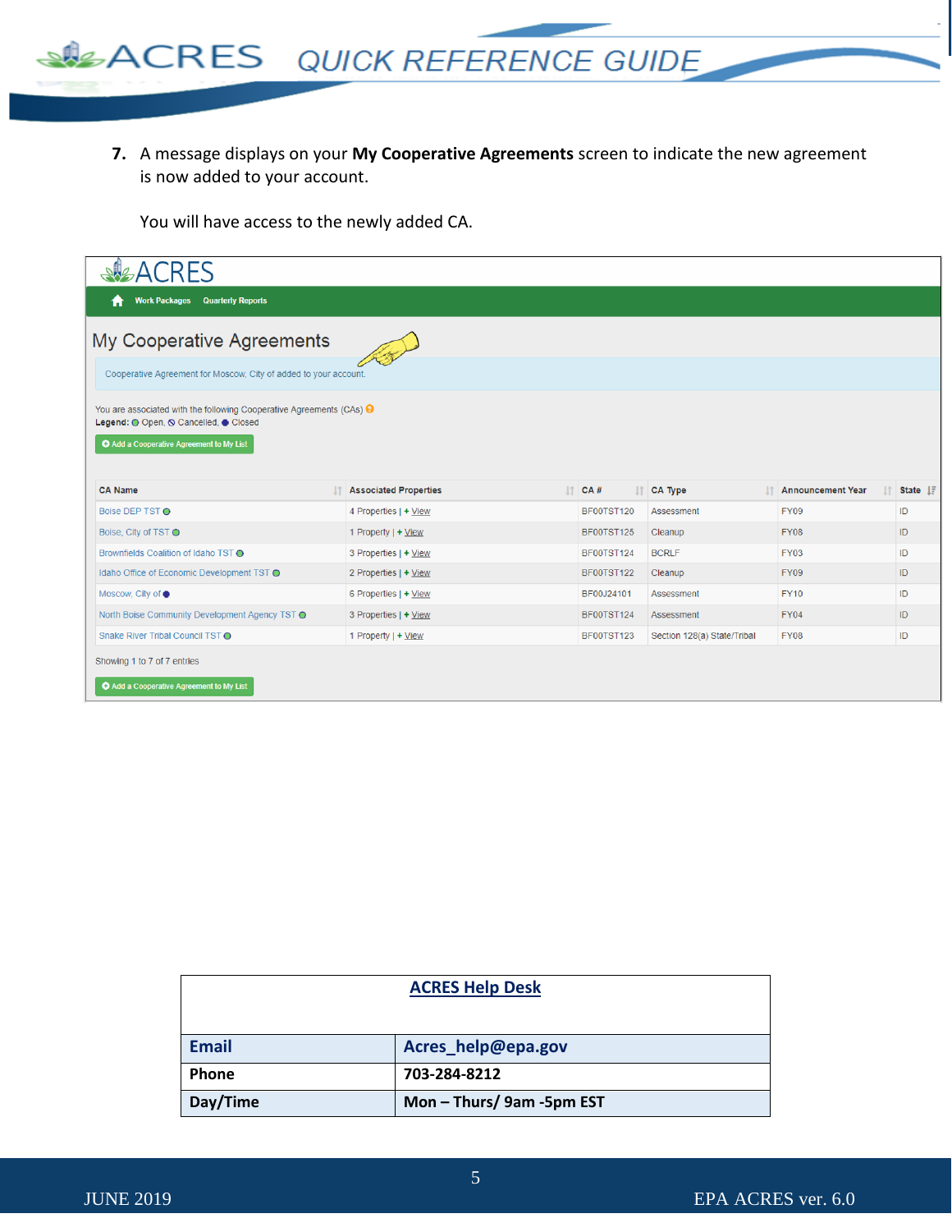7. A message displays on your **My Cooperative Agreements** screen to indicate the new agreement is now added to your account.

   You will have access to the newly added CA.

ACRES

Work Packages Quarterly Reports

My Cooperative Agreements

Cooperative Agreement for Moscow, City of added to your account.

You are associated with the following Cooperative Agreements (CAs)
**Legend:** Open, Cancelled, Closed

Add a Cooperative Agreement to My List

| CA Name | Associated Properties | CA # | CA Type | Announcement Year | State |
|---|---|---|---|---|---|
| Boise DEP TST | 4 Properties \| + View | BF00TST120 | Assessment | FY09 | ID |
| Boise, City of TST | 1 Property \| + View | BF00TST125 | Cleanup | FY08 | ID |
| Brownfields Coalition of Idaho TST | 3 Properties \| + View | BF00TST124 | BCRLF | FY03 | ID |
| Idaho Office of Economic Development TST | 2 Properties \| + View | BF00TST122 | Cleanup | FY09 | ID |
| Moscow, City of | 6 Properties \| + View | BF00J24101 | Assessment | FY10 | ID |
| North Boise Community Development Agency TST | 3 Properties \| + View | BF00TST124 | Assessment | FY04 | ID |
| Snake River Tribal Council TST | 1 Property \| + View | BF00TST123 | Section 128(a) State/Tribal | FY08 | ID |

Showing 1 to 7 of 7 entries

Add a Cooperative Agreement to My List

| ACRES Help Desk | |
|---|---|
| **Email** | **Acres_help@epa.gov** |
| **Phone** | **703-284-8212** |
| **Day/Time** | **Mon – Thurs/ 9am -5pm EST** |